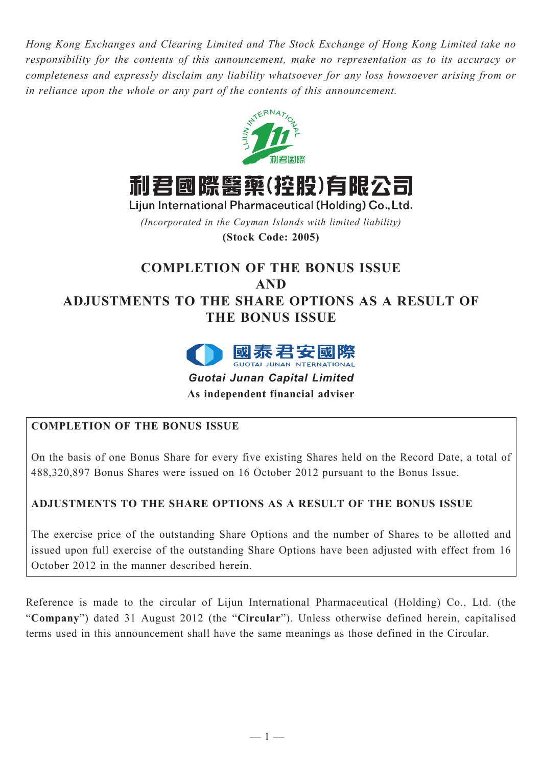*Hong Kong Exchanges and Clearing Limited and The Stock Exchange of Hong Kong Limited take no responsibility for the contents of this announcement, make no representation as to its accuracy or completeness and expressly disclaim any liability whatsoever for any loss howsoever arising from or in reliance upon the whole or any part of the contents of this announcement.*

# 利君國際醫藥(控股)有限公司

**Lijun International Pharmaceutical (Holding) Co., Ltd.**

*(Incorporated in the Cayman Islands with limited liability)*

**(Stock Code: 2005)**

# COMPLETION OF THE BONUS ISSUE AND ADJUSTMENTS TO THE SHARE OPTIONS AS A RESULT OF THE BONUS ISSUE

國泰君安國際 GUOTAI JUNAN INTERNATIONAL

***Guotai Junan Capital Limited***

**As independent financial adviser**

**COMPLETION OF THE BONUS ISSUE**

On the basis of one Bonus Share for every five existing Shares held on the Record Date, a total of 488,320,897 Bonus Shares were issued on 16 October 2012 pursuant to the Bonus Issue.

**ADJUSTMENTS TO THE SHARE OPTIONS AS A RESULT OF THE BONUS ISSUE**

The exercise price of the outstanding Share Options and the number of Shares to be allotted and issued upon full exercise of the outstanding Share Options have been adjusted with effect from 16 October 2012 in the manner described herein.

Reference is made to the circular of Lijun International Pharmaceutical (Holding) Co., Ltd. (the "**Company**") dated 31 August 2012 (the "**Circular**"). Unless otherwise defined herein, capitalised terms used in this announcement shall have the same meanings as those defined in the Circular.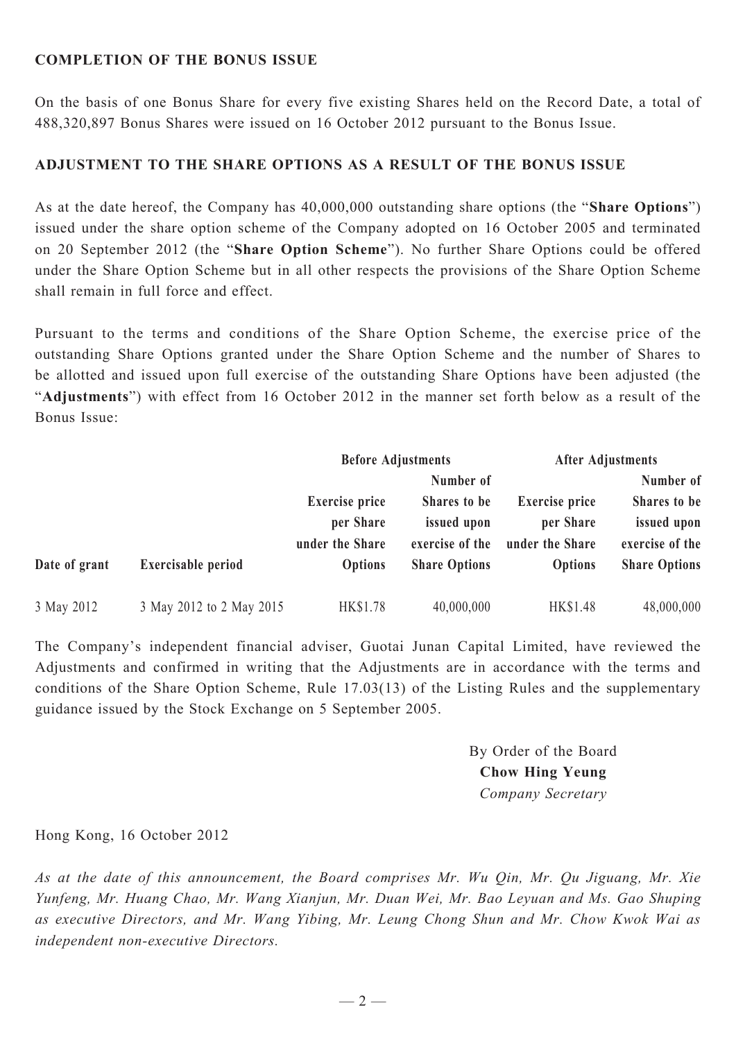**COMPLETION OF THE BONUS ISSUE**

On the basis of one Bonus Share for every five existing Shares held on the Record Date, a total of 488,320,897 Bonus Shares were issued on 16 October 2012 pursuant to the Bonus Issue.

**ADJUSTMENT TO THE SHARE OPTIONS AS A RESULT OF THE BONUS ISSUE**

As at the date hereof, the Company has 40,000,000 outstanding share options (the "**Share Options**") issued under the share option scheme of the Company adopted on 16 October 2005 and terminated on 20 September 2012 (the "**Share Option Scheme**"). No further Share Options could be offered under the Share Option Scheme but in all other respects the provisions of the Share Option Scheme shall remain in full force and effect.

Pursuant to the terms and conditions of the Share Option Scheme, the exercise price of the outstanding Share Options granted under the Share Option Scheme and the number of Shares to be allotted and issued upon full exercise of the outstanding Share Options have been adjusted (the "**Adjustments**") with effect from 16 October 2012 in the manner set forth below as a result of the Bonus Issue:

| | | Before Adjustments | | After Adjustments | |
|---|---|---|---|---|---|
| **Date of grant** | **Exercisable period** | **Exercise price per Share under the Share Options** | **Number of Shares to be issued upon exercise of the Share Options** | **Exercise price per Share under the Share Options** | **Number of Shares to be issued upon exercise of the Share Options** |
| 3 May 2012 | 3 May 2012 to 2 May 2015 | HK$1.78 | 40,000,000 | HK$1.48 | 48,000,000 |

The Company's independent financial adviser, Guotai Junan Capital Limited, have reviewed the Adjustments and confirmed in writing that the Adjustments are in accordance with the terms and conditions of the Share Option Scheme, Rule 17.03(13) of the Listing Rules and the supplementary guidance issued by the Stock Exchange on 5 September 2005.

By Order of the Board
**Chow Hing Yeung**
*Company Secretary*

Hong Kong, 16 October 2012

*As at the date of this announcement, the Board comprises Mr. Wu Qin, Mr. Qu Jiguang, Mr. Xie Yunfeng, Mr. Huang Chao, Mr. Wang Xianjun, Mr. Duan Wei, Mr. Bao Leyuan and Ms. Gao Shuping as executive Directors, and Mr. Wang Yibing, Mr. Leung Chong Shun and Mr. Chow Kwok Wai as independent non-executive Directors.*